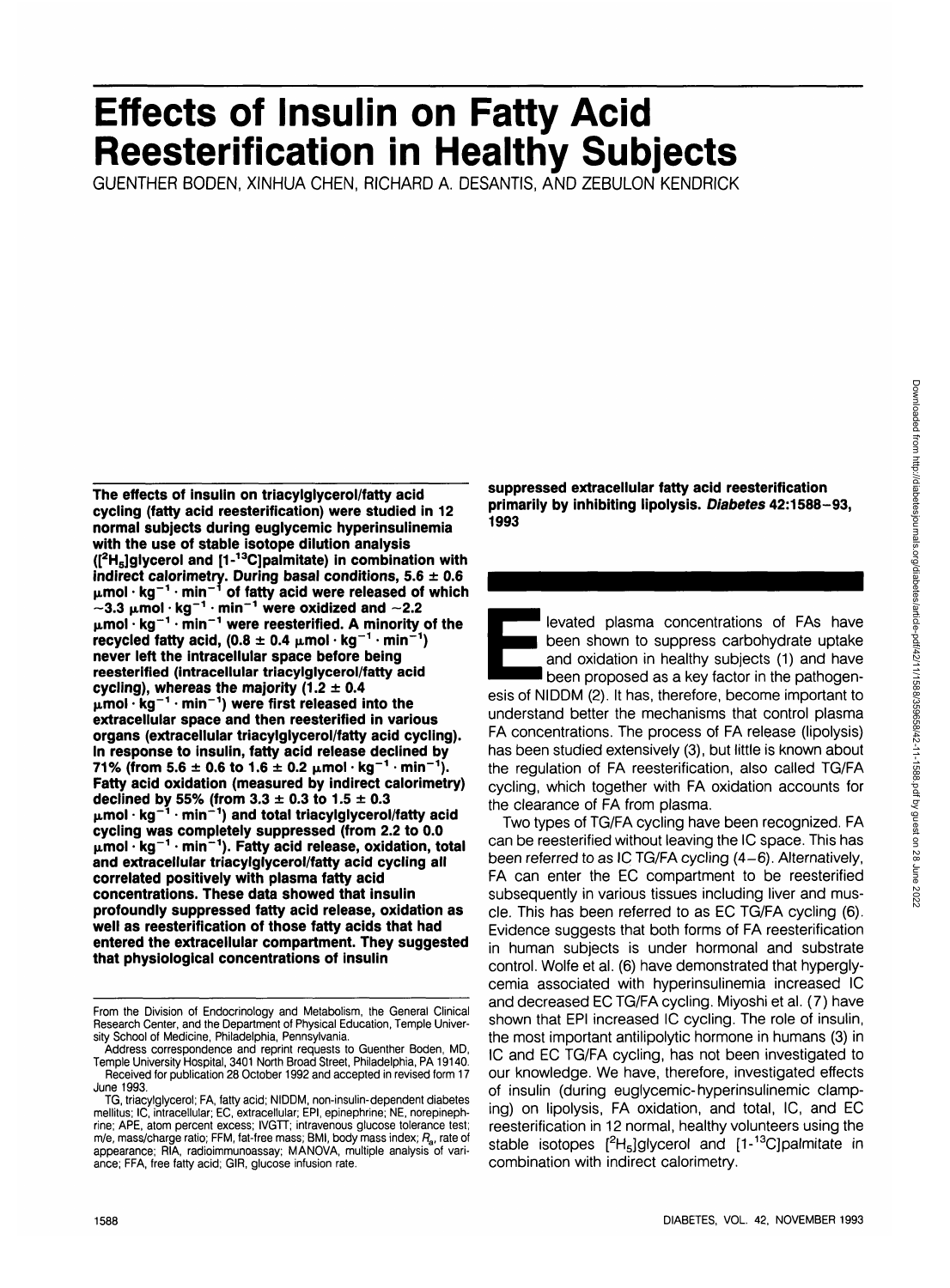# Effects of Insulin on Fatty Acid Reesterification in Healthy Subjects

GUENTHER BODEN, XINHUA CHEN, RICHARD A. DESANTIS, AND ZEBULON KENDRICK

**The effects of insulin on triacylglycerol/fatty acid cycling (fatty acid reesterification) were studied in 12 normal subjects during euglycemic hyperinsulinemia with the use of stable isotope dilution analysis ([$^2H_5$]glycerol and [1-$^{13}$C]palmitate) in combination with indirect calorimetry. During basal conditions, 5.6 ± 0.6 $\mu mol \cdot kg^{-1} \cdot min^{-1}$ of fatty acid were released of which ~3.3 $\mu mol \cdot kg^{-1} \cdot min^{-1}$ were oxidized and ~2.2 $\mu mol \cdot kg^{-1} \cdot min^{-1}$ were reesterified. A minority of the recycled fatty acid, (0.8 ± 0.4 $\mu mol \cdot kg^{-1} \cdot min^{-1}$) never left the intracellular space before being reesterified (intracellular triacylglycerol/fatty acid cycling), whereas the majority (1.2 ± 0.4 $\mu mol \cdot kg^{-1} \cdot min^{-1}$) were first released into the extracellular space and then reesterified in various organs (extracellular triacylglycerol/fatty acid cycling). In response to insulin, fatty acid release declined by 71% (from 5.6 ± 0.6 to 1.6 ± 0.2 $\mu mol \cdot kg^{-1} \cdot min^{-1}$). Fatty acid oxidation (measured by indirect calorimetry) declined by 55% (from 3.3 ± 0.3 to 1.5 ± 0.3 $\mu mol \cdot kg^{-1} \cdot min^{-1}$) and total triacylglycerol/fatty acid cycling was completely suppressed (from 2.2 to 0.0 $\mu mol \cdot kg^{-1} \cdot min^{-1}$). Fatty acid release, oxidation, total and extracellular triacylglycerol/fatty acid cycling all correlated positively with plasma fatty acid concentrations. These data showed that insulin profoundly suppressed fatty acid release, oxidation as well as reesterification of those fatty acids that had entered the extracellular compartment. They suggested that physiological concentrations of insulin suppressed extracellular fatty acid reesterification primarily by inhibiting lipolysis. *Diabetes* 42:1588–93, 1993**

From the Division of Endocrinology and Metabolism, the General Clinical Research Center, and the Department of Physical Education, Temple University School of Medicine, Philadelphia, Pennsylvania.

Address correspondence and reprint requests to Guenther Boden, MD, Temple University Hospital, 3401 North Broad Street, Philadelphia, PA 19140.

Received for publication 28 October 1992 and accepted in revised form 17 June 1993.

TG, triacylglycerol; FA, fatty acid; NIDDM, non-insulin-dependent diabetes mellitus; IC, intracellular; EC, extracellular; EPI, epinephrine; NE, norepinephrine; APE, atom percent excess; IVGTT; intravenous glucose tolerance test; m/e, mass/charge ratio; FFM, fat-free mass; BMI, body mass index; $R_a$, rate of appearance; RIA, radioimmunoassay; MANOVA, multiple analysis of variance; FFA, free fatty acid; GIR, glucose infusion rate.

Elevated plasma concentrations of FAs have been shown to suppress carbohydrate uptake and oxidation in healthy subjects (1) and have been proposed as a key factor in the pathogenesis of NIDDM (2). It has, therefore, become important to understand better the mechanisms that control plasma FA concentrations. The process of FA release (lipolysis) has been studied extensively (3), but little is known about the regulation of FA reesterification, also called TG/FA cycling, which together with FA oxidation accounts for the clearance of FA from plasma.

Two types of TG/FA cycling have been recognized. FA can be reesterified without leaving the IC space. This has been referred to as IC TG/FA cycling (4–6). Alternatively, FA can enter the EC compartment to be reesterified subsequently in various tissues including liver and muscle. This has been referred to as EC TG/FA cycling (6). Evidence suggests that both forms of FA reesterification in human subjects is under hormonal and substrate control. Wolfe et al. (6) have demonstrated that hyperglycemia associated with hyperinsulinemia increased IC and decreased EC TG/FA cycling. Miyoshi et al. (7) have shown that EPI increased IC cycling. The role of insulin, the most important antilipolytic hormone in humans (3) in IC and EC TG/FA cycling, has not been investigated to our knowledge. We have, therefore, investigated effects of insulin (during euglycemic-hyperinsulinemic clamping) on lipolysis, FA oxidation, and total, IC, and EC reesterification in 12 normal, healthy volunteers using the stable isotopes [$^2H_5$]glycerol and [1-$^{13}$C]palmitate in combination with indirect calorimetry.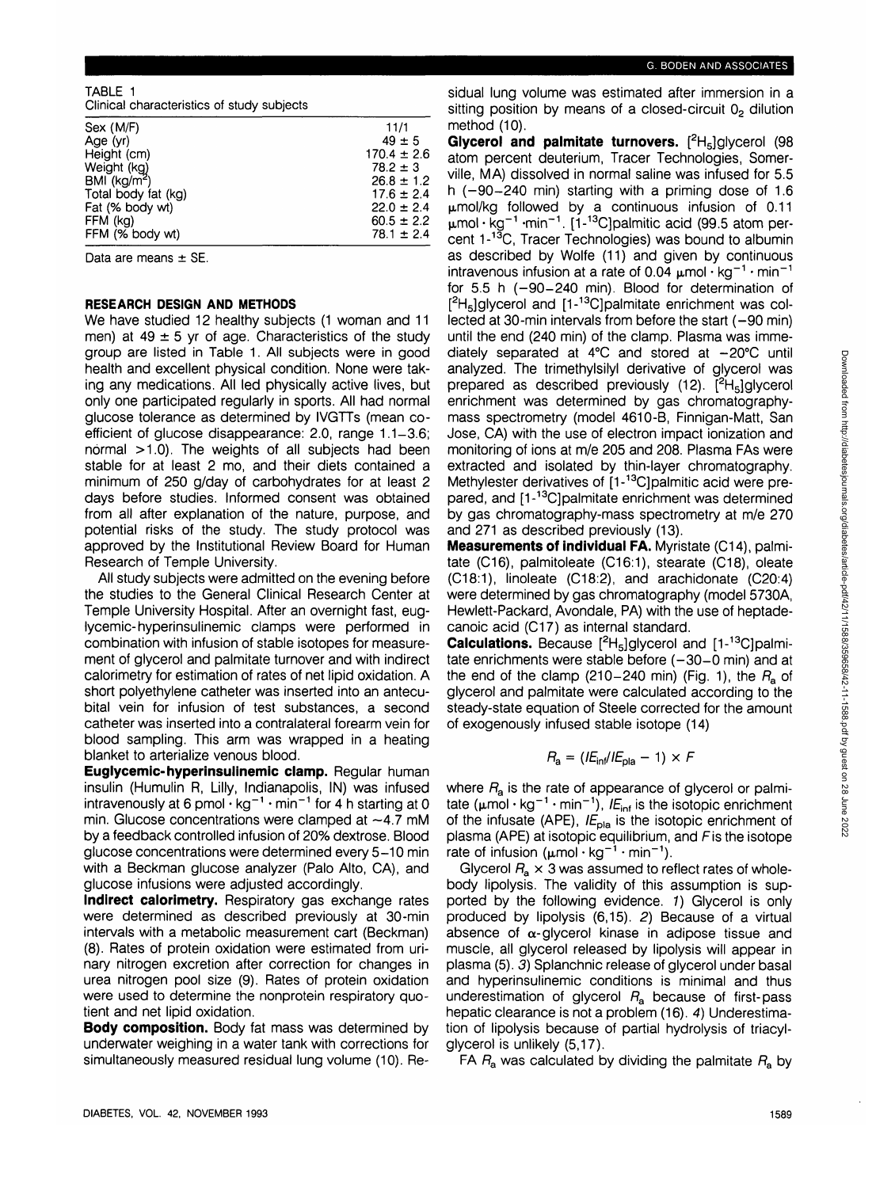TABLE 1
Clinical characteristics of study subjects

| | |
|---|---|
| Sex (M/F) | 11/1 |
| Age (yr) | 49 ± 5 |
| Height (cm) | 170.4 ± 2.6 |
| Weight (kg) | 78.2 ± 3 |
| BMI (kg/m$^2$) | 26.8 ± 1.2 |
| Total body fat (kg) | 17.6 ± 2.4 |
| Fat (% body wt) | 22.0 ± 2.4 |
| FFM (kg) | 60.5 ± 2.2 |
| FFM (% body wt) | 78.1 ± 2.4 |

Data are means ± SE.

## RESEARCH DESIGN AND METHODS

We have studied 12 healthy subjects (1 woman and 11 men) at 49 ± 5 yr of age. Characteristics of the study group are listed in Table 1. All subjects were in good health and excellent physical condition. None were taking any medications. All led physically active lives, but only one participated regularly in sports. All had normal glucose tolerance as determined by IVGTTs (mean coefficient of glucose disappearance: 2.0, range 1.1–3.6; normal >1.0). The weights of all subjects had been stable for at least 2 mo, and their diets contained a minimum of 250 g/day of carbohydrates for at least 2 days before studies. Informed consent was obtained from all after explanation of the nature, purpose, and potential risks of the study. The study protocol was approved by the Institutional Review Board for Human Research of Temple University.

All study subjects were admitted on the evening before the studies to the General Clinical Research Center at Temple University Hospital. After an overnight fast, euglycemic-hyperinsulinemic clamps were performed in combination with infusion of stable isotopes for measurement of glycerol and palmitate turnover and with indirect calorimetry for estimation of rates of net lipid oxidation. A short polyethylene catheter was inserted into an antecubital vein for infusion of test substances, a second catheter was inserted into a contralateral forearm vein for blood sampling. This arm was wrapped in a heating blanket to arterialize venous blood.

**Euglycemic-hyperinsulinemic clamp.** Regular human insulin (Humulin R, Lilly, Indianapolis, IN) was infused intravenously at 6 pmol · kg$^{-1}$ · min$^{-1}$ for 4 h starting at 0 min. Glucose concentrations were clamped at ~4.7 mM by a feedback controlled infusion of 20% dextrose. Blood glucose concentrations were determined every 5–10 min with a Beckman glucose analyzer (Palo Alto, CA), and glucose infusions were adjusted accordingly.

**Indirect calorimetry.** Respiratory gas exchange rates were determined as described previously at 30-min intervals with a metabolic measurement cart (Beckman) (8). Rates of protein oxidation were estimated from urinary nitrogen excretion after correction for changes in urea nitrogen pool size (9). Rates of protein oxidation were used to determine the nonprotein respiratory quotient and net lipid oxidation.

**Body composition.** Body fat mass was determined by underwater weighing in a water tank with corrections for simultaneously measured residual lung volume (10). Residual lung volume was estimated after immersion in a sitting position by means of a closed-circuit $O_2$ dilution method (10).

**Glycerol and palmitate turnovers.** [$^2H_5$]glycerol (98 atom percent deuterium, Tracer Technologies, Somerville, MA) dissolved in normal saline was infused for 5.5 h (−90–240 min) starting with a priming dose of 1.6 μmol/kg followed by a continuous infusion of 0.11 μmol · kg$^{-1}$ ·min$^{-1}$. [1-$^{13}$C]palmitic acid (99.5 atom percent 1-$^{13}$C, Tracer Technologies) was bound to albumin as described by Wolfe (11) and given by continuous intravenous infusion at a rate of 0.04 μmol · kg$^{-1}$ · min$^{-1}$ for 5.5 h (−90–240 min). Blood for determination of [$^2H_5$]glycerol and [1-$^{13}$C]palmitate enrichment was collected at 30-min intervals from before the start (−90 min) until the end (240 min) of the clamp. Plasma was immediately separated at 4°C and stored at −20°C until analyzed. The trimethylsilyl derivative of glycerol was prepared as described previously (12). [$^2H_5$]glycerol enrichment was determined by gas chromatography-mass spectrometry (model 4610-B, Finnigan-Matt, San Jose, CA) with the use of electron impact ionization and monitoring of ions at m/e 205 and 208. Plasma FAs were extracted and isolated by thin-layer chromatography. Methylester derivatives of [1-$^{13}$C]palmitic acid were prepared, and [1-$^{13}$C]palmitate enrichment was determined by gas chromatography-mass spectrometry at m/e 270 and 271 as described previously (13).

**Measurements of individual FA.** Myristate (C14), palmitate (C16), palmitoleate (C16:1), stearate (C18), oleate (C18:1), linoleate (C18:2), and arachidonate (C20:4) were determined by gas chromatography (model 5730A, Hewlett-Packard, Avondale, PA) with the use of heptadecanoic acid (C17) as internal standard.

**Calculations.** Because [$^2H_5$]glycerol and [1-$^{13}$C]palmitate enrichments were stable before (−30–0 min) and at the end of the clamp (210–240 min) (Fig. 1), the $R_a$ of glycerol and palmitate were calculated according to the steady-state equation of Steele corrected for the amount of exogenously infused stable isotope (14)

$$R_a = (IE_{inf}/IE_{pla} - 1) \times F$$

where $R_a$ is the rate of appearance of glycerol or palmitate (μmol · kg$^{-1}$ · min$^{-1}$), $IE_{inf}$ is the isotopic enrichment of the infusate (APE), $IE_{pla}$ is the isotopic enrichment of plasma (APE) at isotopic equilibrium, and $F$ is the isotope rate of infusion (μmol · kg$^{-1}$ · min$^{-1}$).

Glycerol $R_a \times 3$ was assumed to reflect rates of whole-body lipolysis. The validity of this assumption is supported by the following evidence. *1)* Glycerol is only produced by lipolysis (6,15). *2)* Because of a virtual absence of α-glycerol kinase in adipose tissue and muscle, all glycerol released by lipolysis will appear in plasma (5). *3)* Splanchnic release of glycerol under basal and hyperinsulinemic conditions is minimal and thus underestimation of glycerol $R_a$ because of first-pass hepatic clearance is not a problem (16). *4)* Underestimation of lipolysis because of partial hydrolysis of triacylglycerol is unlikely (5,17).

FA $R_a$ was calculated by dividing the palmitate $R_a$ by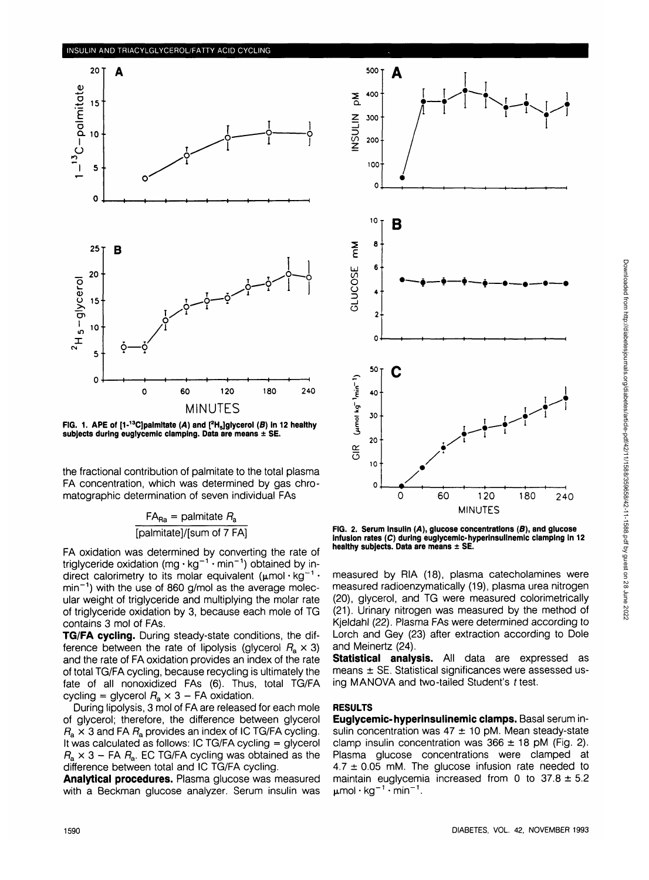FIG. 1. APE of [1-$^{13}$C]palmitate (*A*) and [$^{2}$H$_{5}$]glycerol (*B*) in 12 healthy subjects during euglycemic clamping. Data are means ± SE.

the fractional contribution of palmitate to the total plasma FA concentration, which was determined by gas chromatographic determination of seven individual FAs

$$\mathrm{FA}_{Ra} = \frac{\text{palmitate } R_a}{[\text{palmitate}]/[\text{sum of 7 FA}]}$$

FA oxidation was determined by converting the rate of triglyceride oxidation ($\mathrm{mg \cdot kg^{-1} \cdot min^{-1}}$) obtained by indirect calorimetry to its molar equivalent ($\mathrm{\mu mol \cdot kg^{-1} \cdot min^{-1}}$) with the use of 860 g/mol as the average molecular weight of triglyceride and multiplying the molar rate of triglyceride oxidation by 3, because each mole of TG contains 3 mol of FAs.

**TG/FA cycling.** During steady-state conditions, the difference between the rate of lipolysis (glycerol $R_a \times 3$) and the rate of FA oxidation provides an index of the rate of total TG/FA cycling, because recycling is ultimately the fate of all nonoxidized FAs (6). Thus, total TG/FA cycling = glycerol $R_a \times 3$ − FA oxidation.

During lipolysis, 3 mol of FA are released for each mole of glycerol; therefore, the difference between glycerol $R_a \times 3$ and FA $R_a$ provides an index of IC TG/FA cycling. It was calculated as follows: IC TG/FA cycling = glycerol $R_a \times 3$ − FA $R_a$. EC TG/FA cycling was obtained as the difference between total and IC TG/FA cycling.

**Analytical procedures.** Plasma glucose was measured with a Beckman glucose analyzer. Serum insulin was measured by RIA (18), plasma catecholamines were measured radioenzymatically (19), plasma urea nitrogen (20), glycerol, and TG were measured colorimetrically (21). Urinary nitrogen was measured by the method of Kjeldahl (22). Plasma FAs were determined according to Lorch and Gey (23) after extraction according to Dole and Meinertz (24).

**Statistical analysis.** All data are expressed as means ± SE. Statistical significances were assessed using MANOVA and two-tailed Student's *t* test.

FIG. 2. Serum insulin (*A*), glucose concentrations (*B*), and glucose infusion rates (*C*) during euglycemic-hyperinsulinemic clamping in 12 healthy subjects. Data are means ± SE.

## RESULTS

**Euglycemic-hyperinsulinemic clamps.** Basal serum insulin concentration was 47 ± 10 pM. Mean steady-state clamp insulin concentration was 366 ± 18 pM (Fig. 2). Plasma glucose concentrations were clamped at 4.7 ± 0.05 mM. The glucose infusion rate needed to maintain euglycemia increased from 0 to 37.8 ± 5.2 $\mathrm{\mu mol \cdot kg^{-1} \cdot min^{-1}}$.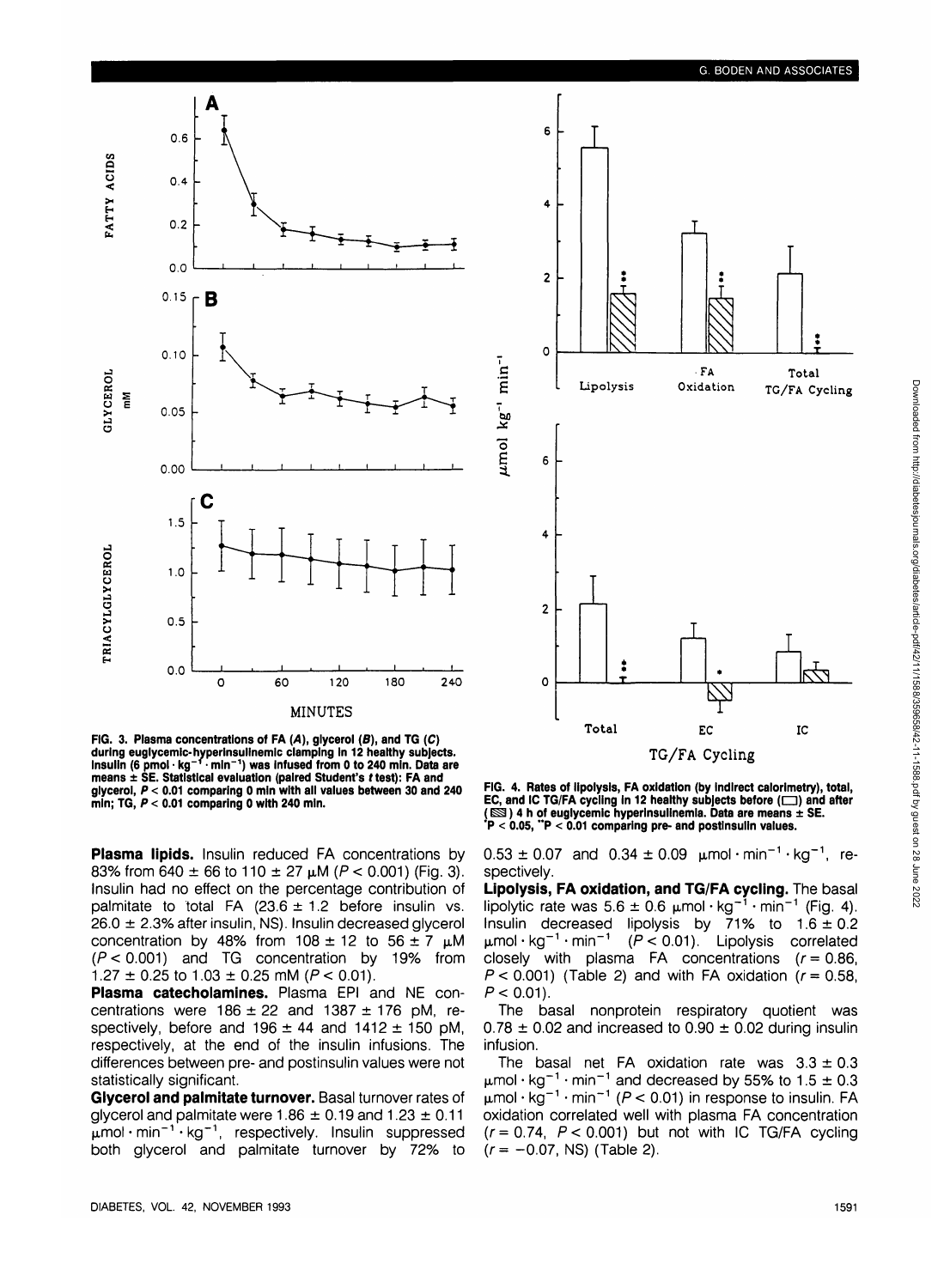FIG. 3. Plasma concentrations of FA (*A*), glycerol (*B*), and TG (*C*) during euglycemic-hyperinsulinemic clamping in 12 healthy subjects. Insulin (6 pmol · kg$^{-1}$ · min$^{-1}$) was infused from 0 to 240 min. Data are means ± SE. Statistical evaluation (paired Student's *t* test): FA and glycerol, $P < 0.01$ comparing 0 min with all values between 30 and 240 min; TG, $P < 0.01$ comparing 0 with 240 min.

FIG. 4. Rates of lipolysis, FA oxidation (by indirect calorimetry), total, EC, and IC TG/FA cycling in 12 healthy subjects before (□) and after (▨) 4 h of euglycemic hyperinsulinemia. Data are means ± SE. *$P < 0.05$, **$P < 0.01$ comparing pre- and postinsulin values.

**Plasma lipids.** Insulin reduced FA concentrations by 83% from 640 ± 66 to 110 ± 27 μM ($P < 0.001$) (Fig. 3). Insulin had no effect on the percentage contribution of palmitate to total FA (23.6 ± 1.2 before insulin vs. 26.0 ± 2.3% after insulin, NS). Insulin decreased glycerol concentration by 48% from 108 ± 12 to 56 ± 7 μM ($P < 0.001$) and TG concentration by 19% from 1.27 ± 0.25 to 1.03 ± 0.25 mM ($P < 0.01$).

**Plasma catecholamines.** Plasma EPI and NE concentrations were 186 ± 22 and 1387 ± 176 pM, respectively, before and 196 ± 44 and 1412 ± 150 pM, respectively, at the end of the insulin infusions. The differences between pre- and postinsulin values were not statistically significant.

**Glycerol and palmitate turnover.** Basal turnover rates of glycerol and palmitate were 1.86 ± 0.19 and 1.23 ± 0.11 μmol · min$^{-1}$ · kg$^{-1}$, respectively. Insulin suppressed both glycerol and palmitate turnover by 72% to 0.53 ± 0.07 and 0.34 ± 0.09 μmol · min$^{-1}$ · kg$^{-1}$, respectively.

**Lipolysis, FA oxidation, and TG/FA cycling.** The basal lipolytic rate was 5.6 ± 0.6 μmol · kg$^{-1}$ · min$^{-1}$ (Fig. 4). Insulin decreased lipolysis by 71% to 1.6 ± 0.2 μmol · kg$^{-1}$ · min$^{-1}$ ($P < 0.01$). Lipolysis correlated closely with plasma FA concentrations ($r = 0.86$, $P < 0.001$) (Table 2) and with FA oxidation ($r = 0.58$, $P < 0.01$).

The basal nonprotein respiratory quotient was 0.78 ± 0.02 and increased to 0.90 ± 0.02 during insulin infusion.

The basal net FA oxidation rate was 3.3 ± 0.3 μmol · kg$^{-1}$ · min$^{-1}$ and decreased by 55% to 1.5 ± 0.3 μmol · kg$^{-1}$ · min$^{-1}$ ($P < 0.01$) in response to insulin. FA oxidation correlated well with plasma FA concentration ($r = 0.74$, $P < 0.001$) but not with IC TG/FA cycling ($r = -0.07$, NS) (Table 2).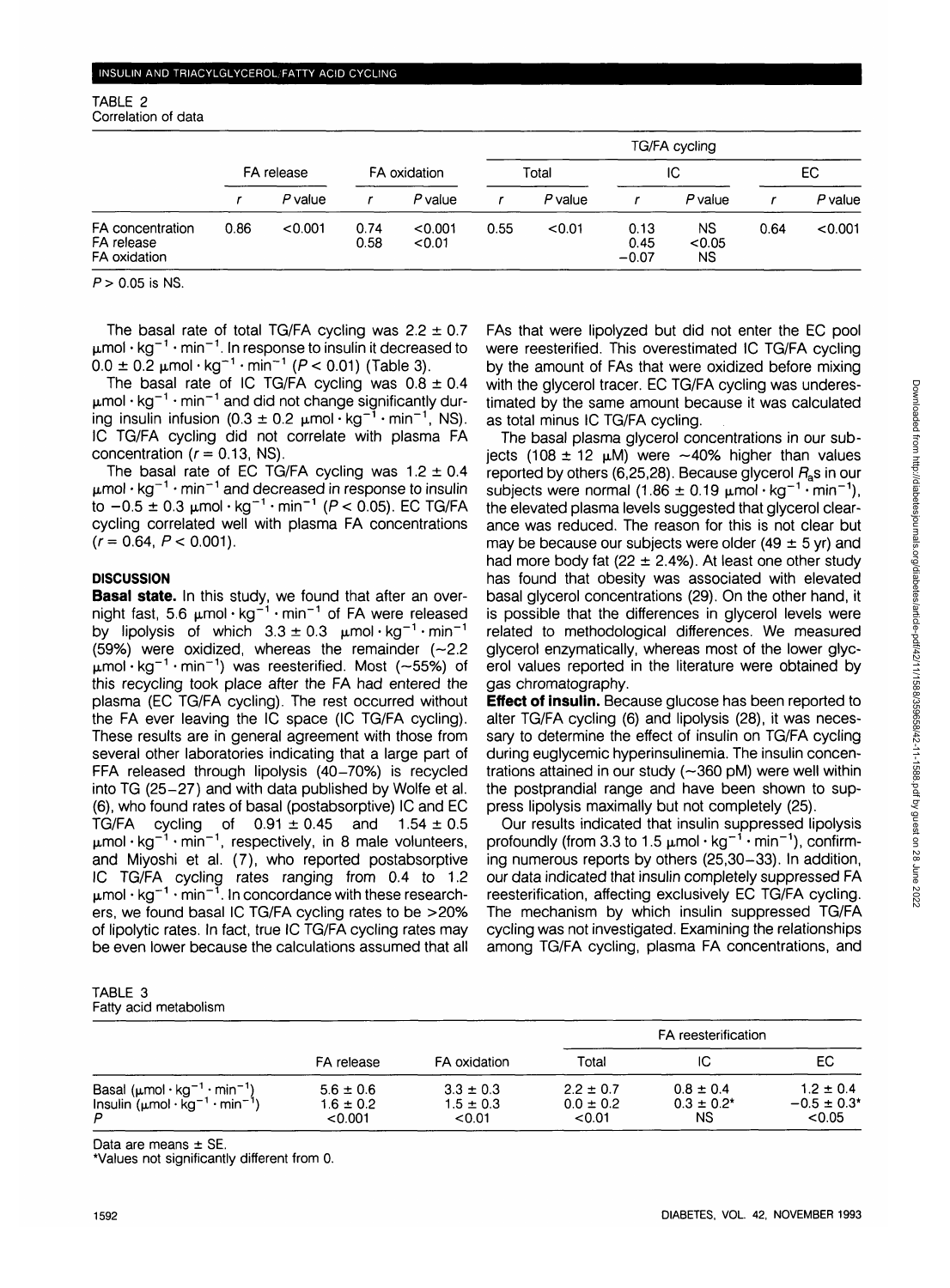TABLE 2
Correlation of data

| | FA release | | FA oxidation | | TG/FA cycling | | | | | |
|---|---|---|---|---|---|---|---|---|---|---|
| | | | | | Total | | IC | | EC | |
| | $r$ | $P$ value | $r$ | $P$ value | $r$ | $P$ value | $r$ | $P$ value | $r$ | $P$ value |
| FA concentration | 0.86 | <0.001 | 0.74 | <0.001 | 0.55 | <0.01 | 0.13 | NS | 0.64 | <0.001 |
| FA release | | | 0.58 | <0.01 | | | 0.45 | <0.05 | | |
| FA oxidation | | | | | | | −0.07 | NS | | |

$P > 0.05$ is NS.

The basal rate of total TG/FA cycling was 2.2 ± 0.7 $\mu mol \cdot kg^{-1} \cdot min^{-1}$. In response to insulin it decreased to 0.0 ± 0.2 $\mu mol \cdot kg^{-1} \cdot min^{-1}$ ($P < 0.01$) (Table 3).

The basal rate of IC TG/FA cycling was 0.8 ± 0.4 $\mu mol \cdot kg^{-1} \cdot min^{-1}$ and did not change significantly during insulin infusion (0.3 ± 0.2 $\mu mol \cdot kg^{-1} \cdot min^{-1}$, NS). IC TG/FA cycling did not correlate with plasma FA concentration ($r = 0.13$, NS).

The basal rate of EC TG/FA cycling was 1.2 ± 0.4 $\mu mol \cdot kg^{-1} \cdot min^{-1}$ and decreased in response to insulin to −0.5 ± 0.3 $\mu mol \cdot kg^{-1} \cdot min^{-1}$ ($P < 0.05$). EC TG/FA cycling correlated well with plasma FA concentrations ($r = 0.64$, $P < 0.001$).

## DISCUSSION

**Basal state.** In this study, we found that after an overnight fast, 5.6 $\mu mol \cdot kg^{-1} \cdot min^{-1}$ of FA were released by lipolysis of which 3.3 ± 0.3 $\mu mol \cdot kg^{-1} \cdot min^{-1}$ (59%) were oxidized, whereas the remainder (~2.2 $\mu mol \cdot kg^{-1} \cdot min^{-1}$) was reesterified. Most (~55%) of this recycling took place after the FA had entered the plasma (EC TG/FA cycling). The rest occurred without the FA ever leaving the IC space (IC TG/FA cycling). These results are in general agreement with those from several other laboratories indicating that a large part of FFA released through lipolysis (40–70%) is recycled into TG (25–27) and with data published by Wolfe et al. (6), who found rates of basal (postabsorptive) IC and EC TG/FA cycling of 0.91 ± 0.45 and 1.54 ± 0.5 $\mu mol \cdot kg^{-1} \cdot min^{-1}$, respectively, in 8 male volunteers, and Miyoshi et al. (7), who reported postabsorptive IC TG/FA cycling rates ranging from 0.4 to 1.2 $\mu mol \cdot kg^{-1} \cdot min^{-1}$. In concordance with these researchers, we found basal IC TG/FA cycling rates to be >20% of lipolytic rates. In fact, true IC TG/FA cycling rates may be even lower because the calculations assumed that all FAs that were lipolyzed but did not enter the EC pool were reesterified. This overestimated IC TG/FA cycling by the amount of FAs that were oxidized before mixing with the glycerol tracer. EC TG/FA cycling was underestimated by the same amount because it was calculated as total minus IC TG/FA cycling.

The basal plasma glycerol concentrations in our subjects (108 ± 12 μM) were ~40% higher than values reported by others (6,25,28). Because glycerol $R_a$s in our subjects were normal (1.86 ± 0.19 $\mu mol \cdot kg^{-1} \cdot min^{-1}$), the elevated plasma levels suggested that glycerol clearance was reduced. The reason for this is not clear but may be because our subjects were older (49 ± 5 yr) and had more body fat (22 ± 2.4%). At least one other study has found that obesity was associated with elevated basal glycerol concentrations (29). On the other hand, it is possible that the differences in glycerol levels were related to methodological differences. We measured glycerol enzymatically, whereas most of the lower glycerol values reported in the literature were obtained by gas chromatography.

**Effect of insulin.** Because glucose has been reported to alter TG/FA cycling (6) and lipolysis (28), it was necessary to determine the effect of insulin on TG/FA cycling during euglycemic hyperinsulinemia. The insulin concentrations attained in our study (~360 pM) were well within the postprandial range and have been shown to suppress lipolysis maximally but not completely (25).

Our results indicated that insulin suppressed lipolysis profoundly (from 3.3 to 1.5 $\mu mol \cdot kg^{-1} \cdot min^{-1}$), confirming numerous reports by others (25,30–33). In addition, our data indicated that insulin completely suppressed FA reesterification, affecting exclusively EC TG/FA cycling. The mechanism by which insulin suppressed TG/FA cycling was not investigated. Examining the relationships among TG/FA cycling, plasma FA concentrations, and

TABLE 3
Fatty acid metabolism

| | FA release | FA oxidation | FA reesterification | | |
|---|---|---|---|---|---|
| | | | Total | IC | EC |
| Basal ($\mu mol \cdot kg^{-1} \cdot min^{-1}$) | 5.6 ± 0.6 | 3.3 ± 0.3 | 2.2 ± 0.7 | 0.8 ± 0.4 | 1.2 ± 0.4 |
| Insulin ($\mu mol \cdot kg^{-1} \cdot min^{-1}$) | 1.6 ± 0.2 | 1.5 ± 0.3 | 0.0 ± 0.2 | 0.3 ± 0.2* | −0.5 ± 0.3* |
| $P$ | <0.001 | <0.01 | <0.01 | NS | <0.05 |

Data are means ± SE.
*Values not significantly different from 0.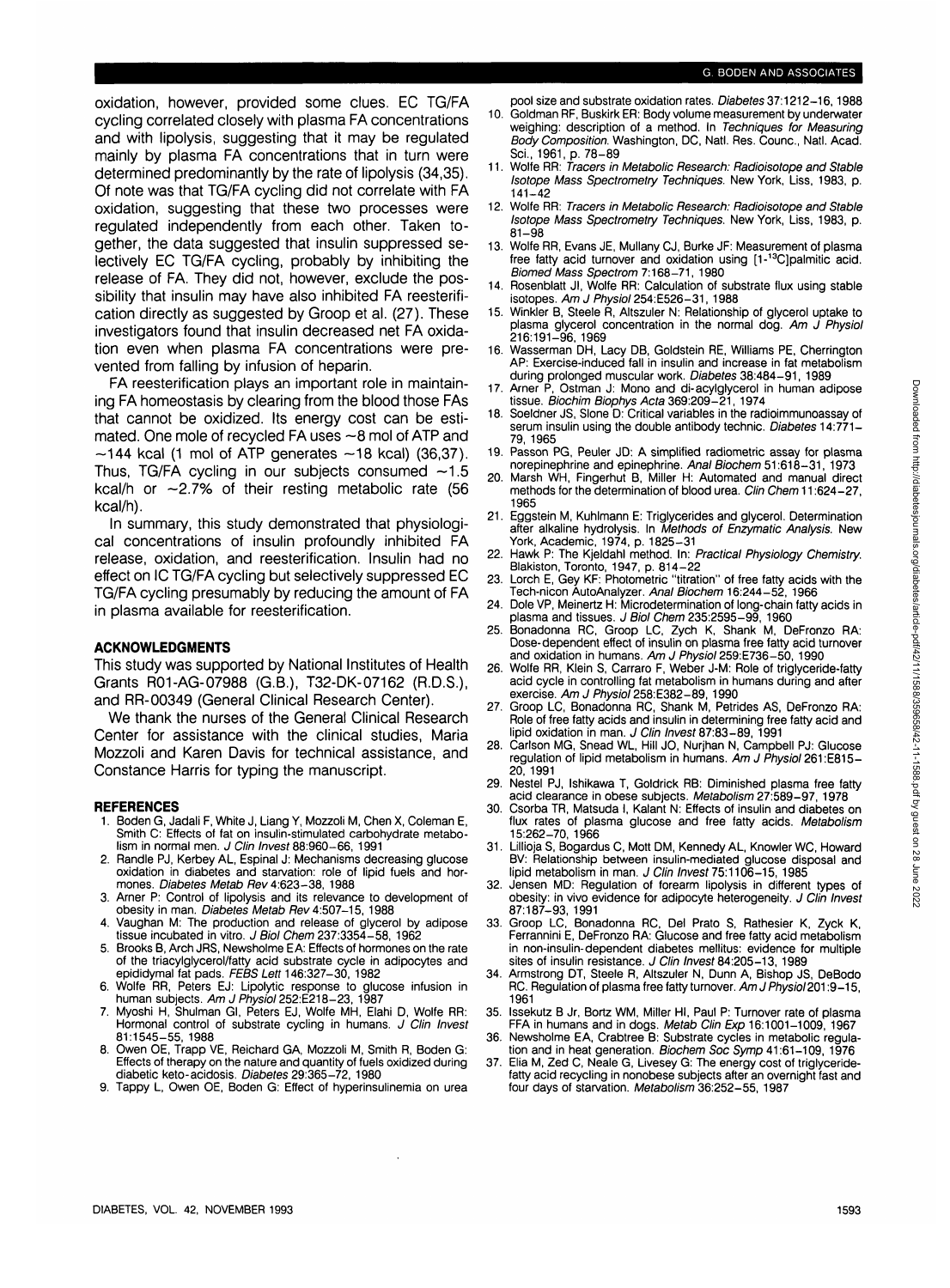oxidation, however, provided some clues. EC TG/FA cycling correlated closely with plasma FA concentrations and with lipolysis, suggesting that it may be regulated mainly by plasma FA concentrations that in turn were determined predominantly by the rate of lipolysis (34,35). Of note was that TG/FA cycling did not correlate with FA oxidation, suggesting that these two processes were regulated independently from each other. Taken together, the data suggested that insulin suppressed selectively EC TG/FA cycling, probably by inhibiting the release of FA. They did not, however, exclude the possibility that insulin may have also inhibited FA reesterification directly as suggested by Groop et al. (27). These investigators found that insulin decreased net FA oxidation even when plasma FA concentrations were prevented from falling by infusion of heparin.

FA reesterification plays an important role in maintaining FA homeostasis by clearing from the blood those FAs that cannot be oxidized. Its energy cost can be estimated. One mole of recycled FA uses ~8 mol of ATP and ~144 kcal (1 mol of ATP generates ~18 kcal) (36,37). Thus, TG/FA cycling in our subjects consumed ~1.5 kcal/h or ~2.7% of their resting metabolic rate (56 kcal/h).

In summary, this study demonstrated that physiological concentrations of insulin profoundly inhibited FA release, oxidation, and reesterification. Insulin had no effect on IC TG/FA cycling but selectively suppressed EC TG/FA cycling presumably by reducing the amount of FA in plasma available for reesterification.

## ACKNOWLEDGMENTS

This study was supported by National Institutes of Health Grants R01-AG-07988 (G.B.), T32-DK-07162 (R.D.S.), and RR-00349 (General Clinical Research Center).

We thank the nurses of the General Clinical Research Center for assistance with the clinical studies, Maria Mozzoli and Karen Davis for technical assistance, and Constance Harris for typing the manuscript.

## REFERENCES

1. Boden G, Jadali F, White J, Liang Y, Mozzoli M, Chen X, Coleman E, Smith C: Effects of fat on insulin-stimulated carbohydrate metabolism in normal men. *J Clin Invest* 88:960–66, 1991
2. Randle PJ, Kerbey AL, Espinal J: Mechanisms decreasing glucose oxidation in diabetes and starvation: role of lipid fuels and hormones. *Diabetes Metab Rev* 4:623–38, 1988
3. Arner P: Control of lipolysis and its relevance to development of obesity in man. *Diabetes Metab Rev* 4:507–15, 1988
4. Vaughan M: The production and release of glycerol by adipose tissue incubated in vitro. *J Biol Chem* 237:3354–58, 1962
5. Brooks B, Arch JRS, Newsholme EA: Effects of hormones on the rate of the triacylglycerol/fatty acid substrate cycle in adipocytes and epididymal fat pads. *FEBS Lett* 146:327–30, 1982
6. Wolfe RR, Peters EJ: Lipolytic response to glucose infusion in human subjects. *Am J Physiol* 252:E218–23, 1987
7. Myoshi H, Shulman GI, Peters EJ, Wolfe MH, Elahi D, Wolfe RR: Hormonal control of substrate cycling in humans. *J Clin Invest* 81:1545–55, 1988
8. Owen OE, Trapp VE, Reichard GA, Mozzoli M, Smith R, Boden G: Effects of therapy on the nature and quantity of fuels oxidized during diabetic keto-acidosis. *Diabetes* 29:365–72, 1980
9. Tappy L, Owen OE, Boden G: Effect of hyperinsulinemia on urea pool size and substrate oxidation rates. *Diabetes* 37:1212–16, 1988
10. Goldman RF, Buskirk ER: Body volume measurement by underwater weighing: description of a method. In *Techniques for Measuring Body Composition*. Washington, DC, Natl. Res. Counc., Natl. Acad. Sci., 1961, p. 78–89
11. Wolfe RR: *Tracers in Metabolic Research: Radioisotope and Stable Isotope Mass Spectrometry Techniques*. New York, Liss, 1983, p. 141–42
12. Wolfe RR: *Tracers in Metabolic Research: Radioisotope and Stable Isotope Mass Spectrometry Techniques*. New York, Liss, 1983, p. 81–98
13. Wolfe RR, Evans JE, Mullany CJ, Burke JF: Measurement of plasma free fatty acid turnover and oxidation using [1-$^{13}$C]palmitic acid. *Biomed Mass Spectrom* 7:168–71, 1980
14. Rosenblatt JI, Wolfe RR: Calculation of substrate flux using stable isotopes. *Am J Physiol* 254:E526–31, 1988
15. Winkler B, Steele R, Altszuler N: Relationship of glycerol uptake to plasma glycerol concentration in the normal dog. *Am J Physiol* 216:191–96, 1969
16. Wasserman DH, Lacy DB, Goldstein RE, Williams PE, Cherrington AP: Exercise-induced fall in insulin and increase in fat metabolism during prolonged muscular work. *Diabetes* 38:484–91, 1989
17. Arner P, Ostman J: Mono and di-acylglycerol in human adipose tissue. *Biochim Biophys Acta* 369:209–21, 1974
18. Soeldner JS, Slone D: Critical variables in the radioimmunoassay of serum insulin using the double antibody technic. *Diabetes* 14:771–79, 1965
19. Passon PG, Peuler JD: A simplified radiometric assay for plasma norepinephrine and epinephrine. *Anal Biochem* 51:618–31, 1973
20. Marsh WH, Fingerhut B, Miller H: Automated and manual direct methods for the determination of blood urea. *Clin Chem* 11:624–27, 1965
21. Eggstein M, Kuhlmann E: Triglycerides and glycerol. Determination after alkaline hydrolysis. In *Methods of Enzymatic Analysis*. New York, Academic, 1974, p. 1825–31
22. Hawk P: The Kjeldahl method. In: *Practical Physiology Chemistry*. Blakiston, Toronto, 1947, p. 814–22
23. Lorch E, Gey KF: Photometric "titration" of free fatty acids with the Tech-nicon AutoAnalyzer. *Anal Biochem* 16:244–52, 1966
24. Dole VP, Meinertz H: Microdetermination of long-chain fatty acids in plasma and tissues. *J Biol Chem* 235:2595–99, 1960
25. Bonadonna RC, Groop LC, Zych K, Shank M, DeFronzo RA: Dose-dependent effect of insulin on plasma free fatty acid turnover and oxidation in humans. *Am J Physiol* 259:E736–50, 1990
26. Wolfe RR, Klein S, Carraro F, Weber J-M: Role of triglyceride-fatty acid cycle in controlling fat metabolism in humans during and after exercise. *Am J Physiol* 258:E382–89, 1990
27. Groop LC, Bonadonna RC, Shank M, Petrides AS, DeFronzo RA: Role of free fatty acids and insulin in determining free fatty acid and lipid oxidation in man. *J Clin Invest* 87:83–89, 1991
28. Carlson MG, Snead WL, Hill JO, Nurjhan N, Campbell PJ: Glucose regulation of lipid metabolism in humans. *Am J Physiol* 261:E815–20, 1991
29. Nestel PJ, Ishikawa T, Goldrick RB: Diminished plasma free fatty acid clearance in obese subjects. *Metabolism* 27:589–97, 1978
30. Csorba TR, Matsuda I, Kalant N: Effects of insulin and diabetes on flux rates of plasma glucose and free fatty acids. *Metabolism* 15:262–70, 1966
31. Lillioja S, Bogardus C, Mott DM, Kennedy AL, Knowler WC, Howard BV: Relationship between insulin-mediated glucose disposal and lipid metabolism in man. *J Clin Invest* 75:1106–15, 1985
32. Jensen MD: Regulation of forearm lipolysis in different types of obesity: in vivo evidence for adipocyte heterogeneity. *J Clin Invest* 87:187–93, 1991
33. Groop LC, Bonadonna RC, Del Prato S, Rathesier K, Zyck K, Ferrannini E, DeFronzo RA: Glucose and free fatty acid metabolism in non-insulin-dependent diabetes mellitus: evidence for multiple sites of insulin resistance. *J Clin Invest* 84:205–13, 1989
34. Armstrong DT, Steele R, Altszuler N, Dunn A, Bishop JS, DeBodo RC. Regulation of plasma free fatty turnover. *Am J Physiol* 201:9–15, 1961
35. Issekutz B Jr, Bortz WM, Miller HI, Paul P: Turnover rate of plasma FFA in humans and in dogs. *Metab Clin Exp* 16:1001–1009, 1967
36. Newsholme EA, Crabtree B: Substrate cycles in metabolic regulation and in heat generation. *Biochem Soc Symp* 41:61–109, 1976
37. Elia M, Zed C, Neale G, Livesey G: The energy cost of triglyceride-fatty acid recycling in nonobese subjects after an overnight fast and four days of starvation. *Metabolism* 36:252–55, 1987